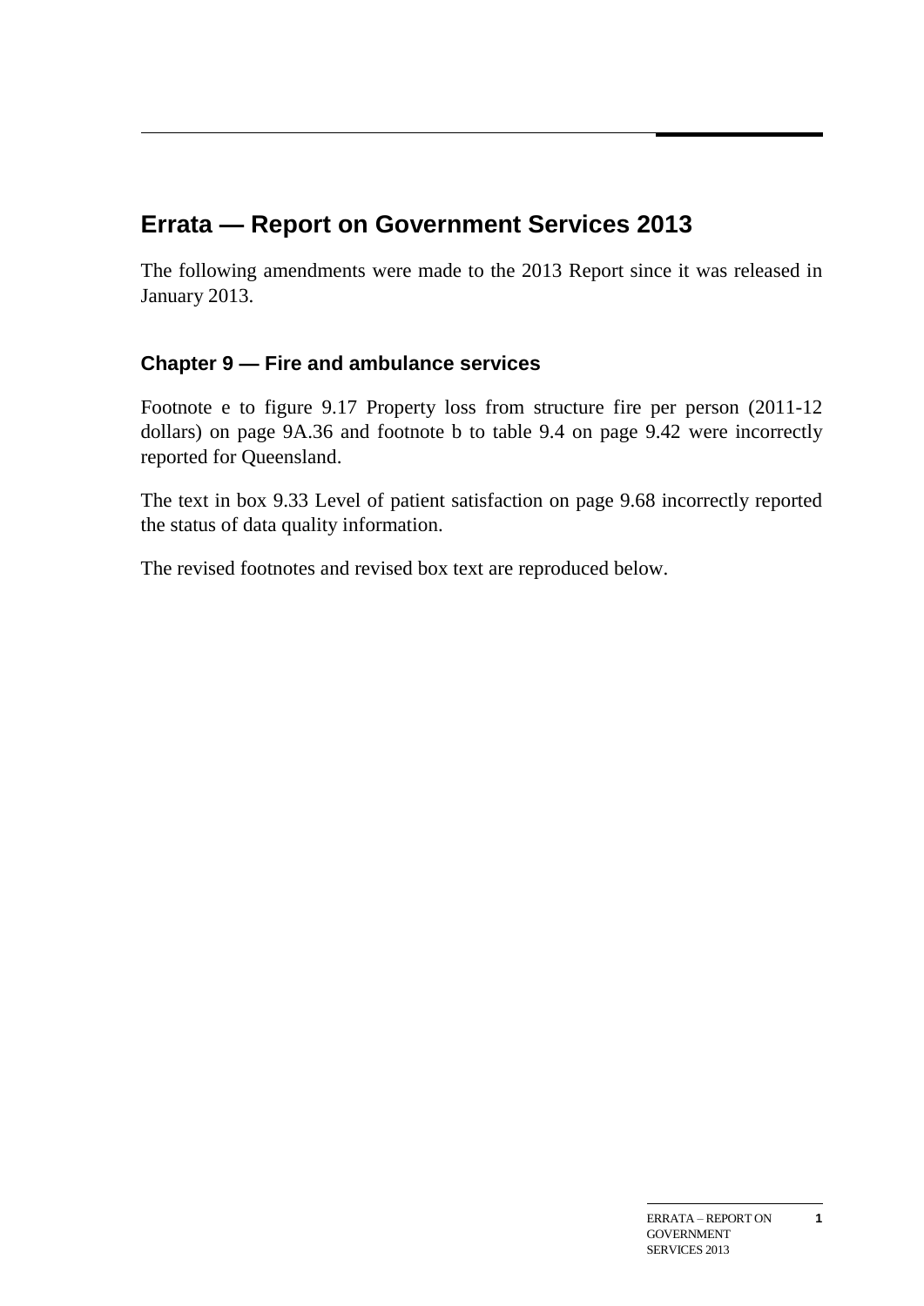# Errata — Report on Government Services 2013

The following amendments were made to the 2013 Report since it was released in January 2013.

## Chapter 9 — Fire and ambulance services

Footnote e to figure 9.17 Property loss from structure fire per person (2011-12 dollars) on page 9A.36 and footnote b to table 9.4 on page 9.42 were incorrectly reported for Queensland.

The text in box 9.33 Level of patient satisfaction on page 9.68 incorrectly reported the status of data quality information.

The revised footnotes and revised box text are reproduced below.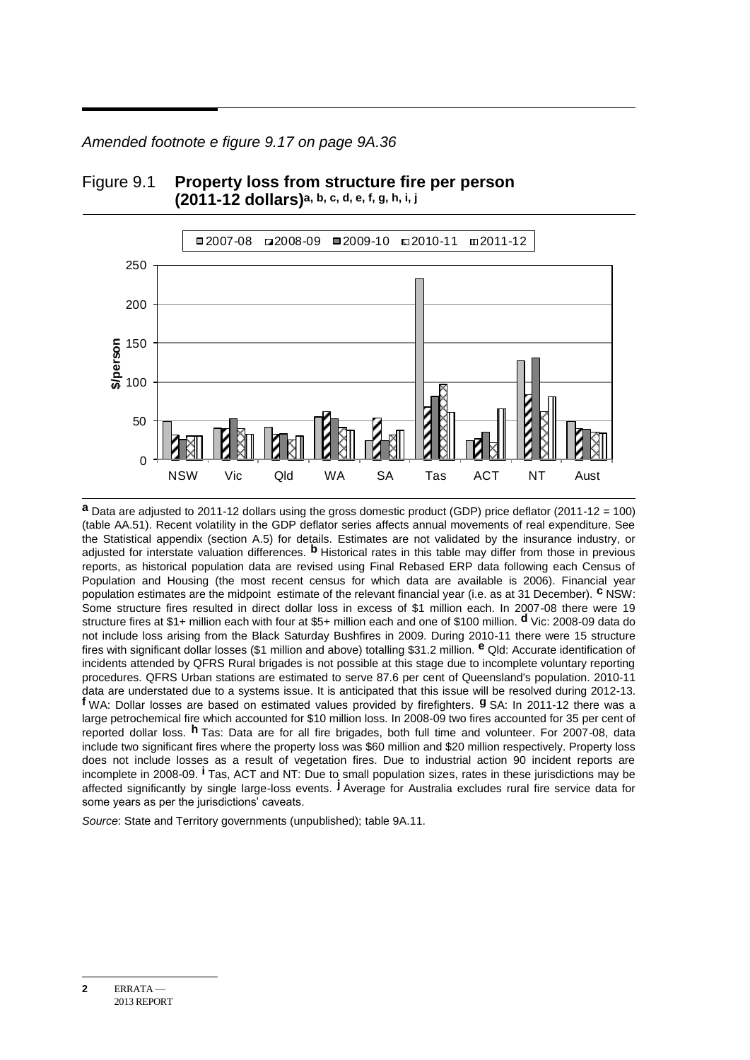*Amended footnote e figure 9.17 on page 9A.36*

## Figure 9.1 **Property loss from structure fire per person (2011-12 dollars)[a, b, c, d, e, f, g, h, i, j]**

[a] Data are adjusted to 2011-12 dollars using the gross domestic product (GDP) price deflator (2011-12 = 100) (table AA.51). Recent volatility in the GDP deflator series affects annual movements of real expenditure. See the Statistical appendix (section A.5) for details. Estimates are not validated by the insurance industry, or adjusted for interstate valuation differences. [b] Historical rates in this table may differ from those in previous reports, as historical population data are revised using Final Rebased ERP data following each Census of Population and Housing (the most recent census for which data are available is 2006). Financial year population estimates are the midpoint estimate of the relevant financial year (i.e. as at 31 December). [c] NSW: Some structure fires resulted in direct dollar loss in excess of $1 million each. In 2007-08 there were 19 structure fires at $1+ million each with four at $5+ million each and one of $100 million. [d] Vic: 2008-09 data do not include loss arising from the Black Saturday Bushfires in 2009. During 2010-11 there were 15 structure fires with significant dollar losses ($1 million and above) totalling $31.2 million. [e] Qld: Accurate identification of incidents attended by QFRS Rural brigades is not possible at this stage due to incomplete voluntary reporting procedures. QFRS Urban stations are estimated to serve 87.6 per cent of Queensland's population. 2010-11 data are understated due to a systems issue. It is anticipated that this issue will be resolved during 2012-13. [f] WA: Dollar losses are based on estimated values provided by firefighters. [g] SA: In 2011-12 there was a large petrochemical fire which accounted for $10 million loss. In 2008-09 two fires accounted for 35 per cent of reported dollar loss. [h] Tas: Data are for all fire brigades, both full time and volunteer. For 2007-08, data include two significant fires where the property loss was $60 million and $20 million respectively. Property loss does not include losses as a result of vegetation fires. Due to industrial action 90 incident reports are incomplete in 2008-09. [i] Tas, ACT and NT: Due to small population sizes, rates in these jurisdictions may be affected significantly by single large-loss events. [j] Average for Australia excludes rural fire service data for some years as per the jurisdictions' caveats.

*Source*: State and Territory governments (unpublished); table 9A.11.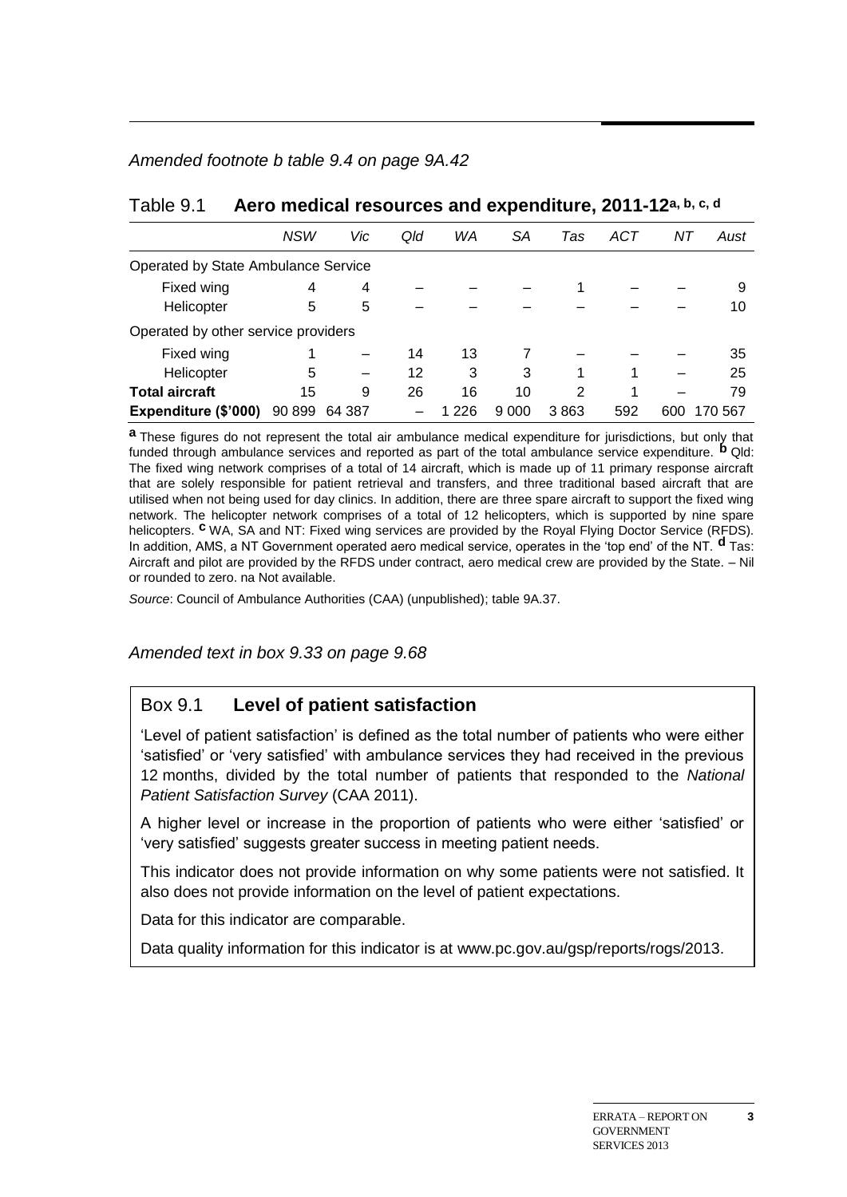*Amended footnote b table 9.4 on page 9A.42*

## Table 9.1 **Aero medical resources and expenditure, 2011-12**[a, b, c, d]

| | *NSW* | *Vic* | *Qld* | *WA* | *SA* | *Tas* | *ACT* | *NT* | *Aust* |
|---|---|---|---|---|---|---|---|---|---|
| Operated by State Ambulance Service | | | | | | | | | |
| Fixed wing | 4 | 4 | – | – | – | 1 | – | – | 9 |
| Helicopter | 5 | 5 | – | – | – | – | – | – | 10 |
| Operated by other service providers | | | | | | | | | |
| Fixed wing | 1 | – | 14 | 13 | 7 | – | – | – | 35 |
| Helicopter | 5 | – | 12 | 3 | 3 | 1 | 1 | – | 25 |
| **Total aircraft** | 15 | 9 | 26 | 16 | 10 | 2 | 1 | – | 79 |
| **Expenditure ($'000)** | 90 899 | 64 387 | – | 1 226 | 9 000 | 3 863 | 592 | 600 | 170 567 |

**a** These figures do not represent the total air ambulance medical expenditure for jurisdictions, but only that funded through ambulance services and reported as part of the total ambulance service expenditure. **b** Qld: The fixed wing network comprises of a total of 14 aircraft, which is made up of 11 primary response aircraft that are solely responsible for patient retrieval and transfers, and three traditional based aircraft that are utilised when not being used for day clinics. In addition, there are three spare aircraft to support the fixed wing network. The helicopter network comprises of a total of 12 helicopters, which is supported by nine spare helicopters. **c** WA, SA and NT: Fixed wing services are provided by the Royal Flying Doctor Service (RFDS). In addition, AMS, a NT Government operated aero medical service, operates in the 'top end' of the NT. **d** Tas: Aircraft and pilot are provided by the RFDS under contract, aero medical crew are provided by the State. – Nil or rounded to zero. na Not available.

*Source*: Council of Ambulance Authorities (CAA) (unpublished); table 9A.37.

*Amended text in box 9.33 on page 9.68*

## Box 9.1 **Level of patient satisfaction**

'Level of patient satisfaction' is defined as the total number of patients who were either 'satisfied' or 'very satisfied' with ambulance services they had received in the previous 12 months, divided by the total number of patients that responded to the *National Patient Satisfaction Survey* (CAA 2011).

A higher level or increase in the proportion of patients who were either 'satisfied' or 'very satisfied' suggests greater success in meeting patient needs.

This indicator does not provide information on why some patients were not satisfied. It also does not provide information on the level of patient expectations.

Data for this indicator are comparable.

Data quality information for this indicator is at www.pc.gov.au/gsp/reports/rogs/2013.